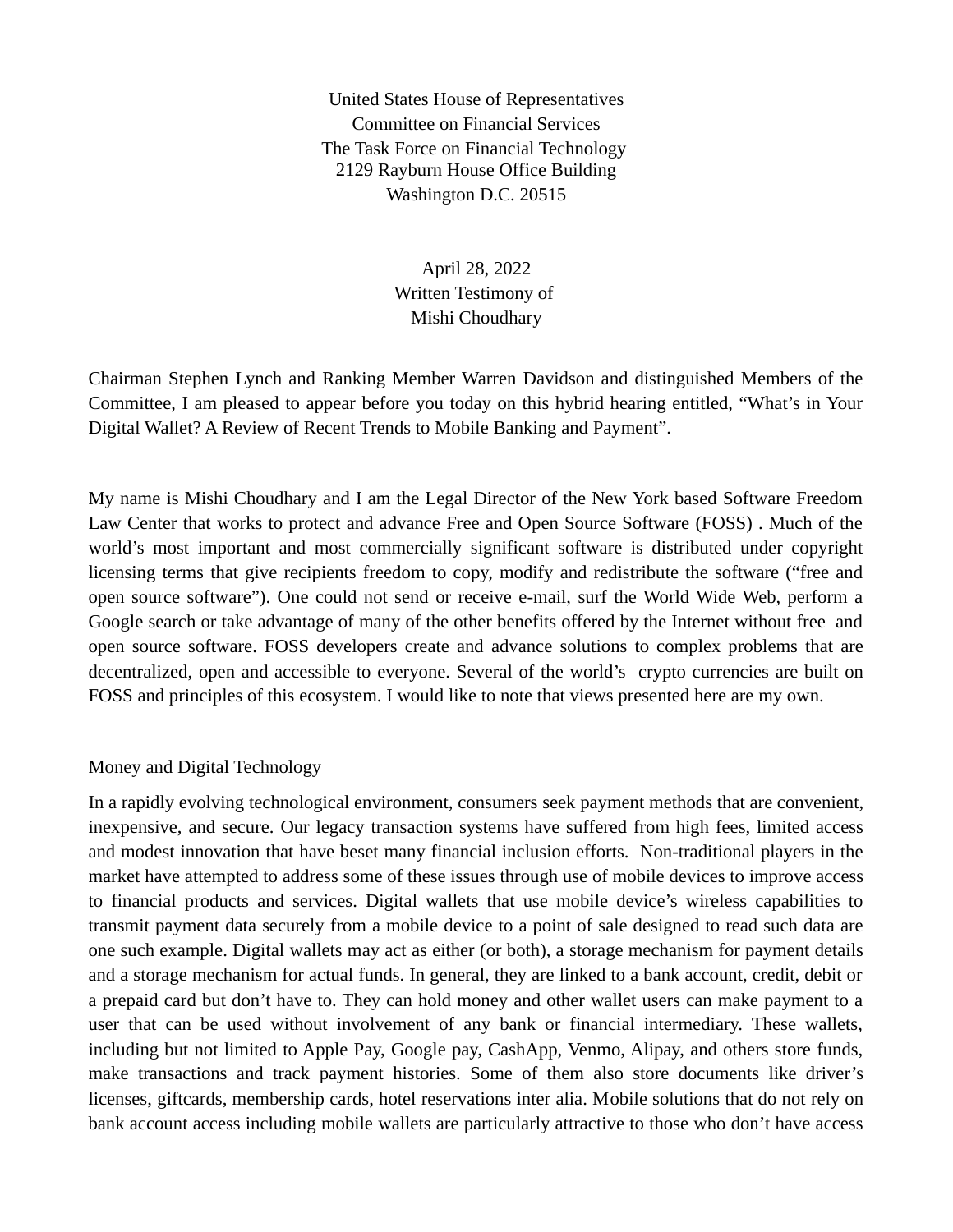United States House of Representatives
Committee on Financial Services
The Task Force on Financial Technology
2129 Rayburn House Office Building
Washington D.C. 20515

April 28, 2022
Written Testimony of
Mishi Choudhary

Chairman Stephen Lynch and Ranking Member Warren Davidson and distinguished Members of the Committee, I am pleased to appear before you today on this hybrid hearing entitled, "What's in Your Digital Wallet? A Review of Recent Trends to Mobile Banking and Payment".

My name is Mishi Choudhary and I am the Legal Director of the New York based Software Freedom Law Center that works to protect and advance Free and Open Source Software (FOSS) . Much of the world's most important and most commercially significant software is distributed under copyright licensing terms that give recipients freedom to copy, modify and redistribute the software ("free and open source software"). One could not send or receive e-mail, surf the World Wide Web, perform a Google search or take advantage of many of the other benefits offered by the Internet without free and open source software. FOSS developers create and advance solutions to complex problems that are decentralized, open and accessible to everyone. Several of the world's crypto currencies are built on FOSS and principles of this ecosystem. I would like to note that views presented here are my own.

## Money and Digital Technology

In a rapidly evolving technological environment, consumers seek payment methods that are convenient, inexpensive, and secure. Our legacy transaction systems have suffered from high fees, limited access and modest innovation that have beset many financial inclusion efforts. Non-traditional players in the market have attempted to address some of these issues through use of mobile devices to improve access to financial products and services. Digital wallets that use mobile device's wireless capabilities to transmit payment data securely from a mobile device to a point of sale designed to read such data are one such example. Digital wallets may act as either (or both), a storage mechanism for payment details and a storage mechanism for actual funds. In general, they are linked to a bank account, credit, debit or a prepaid card but don't have to. They can hold money and other wallet users can make payment to a user that can be used without involvement of any bank or financial intermediary. These wallets, including but not limited to Apple Pay, Google pay, CashApp, Venmo, Alipay, and others store funds, make transactions and track payment histories. Some of them also store documents like driver's licenses, giftcards, membership cards, hotel reservations inter alia. Mobile solutions that do not rely on bank account access including mobile wallets are particularly attractive to those who don't have access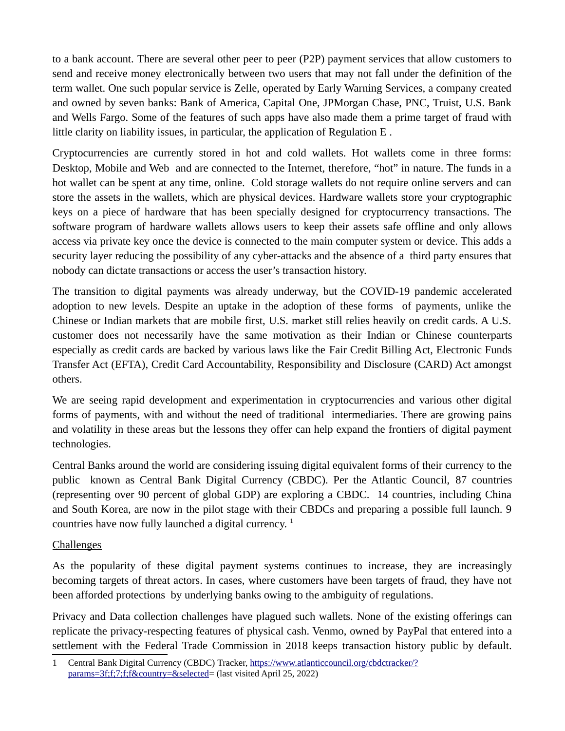to a bank account. There are several other peer to peer (P2P) payment services that allow customers to send and receive money electronically between two users that may not fall under the definition of the term wallet. One such popular service is Zelle, operated by Early Warning Services, a company created and owned by seven banks: Bank of America, Capital One, JPMorgan Chase, PNC, Truist, U.S. Bank and Wells Fargo. Some of the features of such apps have also made them a prime target of fraud with little clarity on liability issues, in particular, the application of Regulation E .

Cryptocurrencies are currently stored in hot and cold wallets. Hot wallets come in three forms: Desktop, Mobile and Web and are connected to the Internet, therefore, "hot" in nature. The funds in a hot wallet can be spent at any time, online. Cold storage wallets do not require online servers and can store the assets in the wallets, which are physical devices. Hardware wallets store your cryptographic keys on a piece of hardware that has been specially designed for cryptocurrency transactions. The software program of hardware wallets allows users to keep their assets safe offline and only allows access via private key once the device is connected to the main computer system or device. This adds a security layer reducing the possibility of any cyber-attacks and the absence of a third party ensures that nobody can dictate transactions or access the user's transaction history.

The transition to digital payments was already underway, but the COVID-19 pandemic accelerated adoption to new levels. Despite an uptake in the adoption of these forms of payments, unlike the Chinese or Indian markets that are mobile first, U.S. market still relies heavily on credit cards. A U.S. customer does not necessarily have the same motivation as their Indian or Chinese counterparts especially as credit cards are backed by various laws like the Fair Credit Billing Act, Electronic Funds Transfer Act (EFTA), Credit Card Accountability, Responsibility and Disclosure (CARD) Act amongst others.

We are seeing rapid development and experimentation in cryptocurrencies and various other digital forms of payments, with and without the need of traditional intermediaries. There are growing pains and volatility in these areas but the lessons they offer can help expand the frontiers of digital payment technologies.

Central Banks around the world are considering issuing digital equivalent forms of their currency to the public known as Central Bank Digital Currency (CBDC). Per the Atlantic Council, 87 countries (representing over 90 percent of global GDP) are exploring a CBDC. 14 countries, including China and South Korea, are now in the pilot stage with their CBDCs and preparing a possible full launch. 9 countries have now fully launched a digital currency. [1]

<u>Challenges</u>

As the popularity of these digital payment systems continues to increase, they are increasingly becoming targets of threat actors. In cases, where customers have been targets of fraud, they have not been afforded protections by underlying banks owing to the ambiguity of regulations.

Privacy and Data collection challenges have plagued such wallets. None of the existing offerings can replicate the privacy-respecting features of physical cash. Venmo, owned by PayPal that entered into a settlement with the Federal Trade Commission in 2018 keeps transaction history public by default.

---

1 Central Bank Digital Currency (CBDC) Tracker, https://www.atlanticcouncil.org/cbdctracker/?params=3f;f;7;f;f&country=&selected= (last visited April 25, 2022)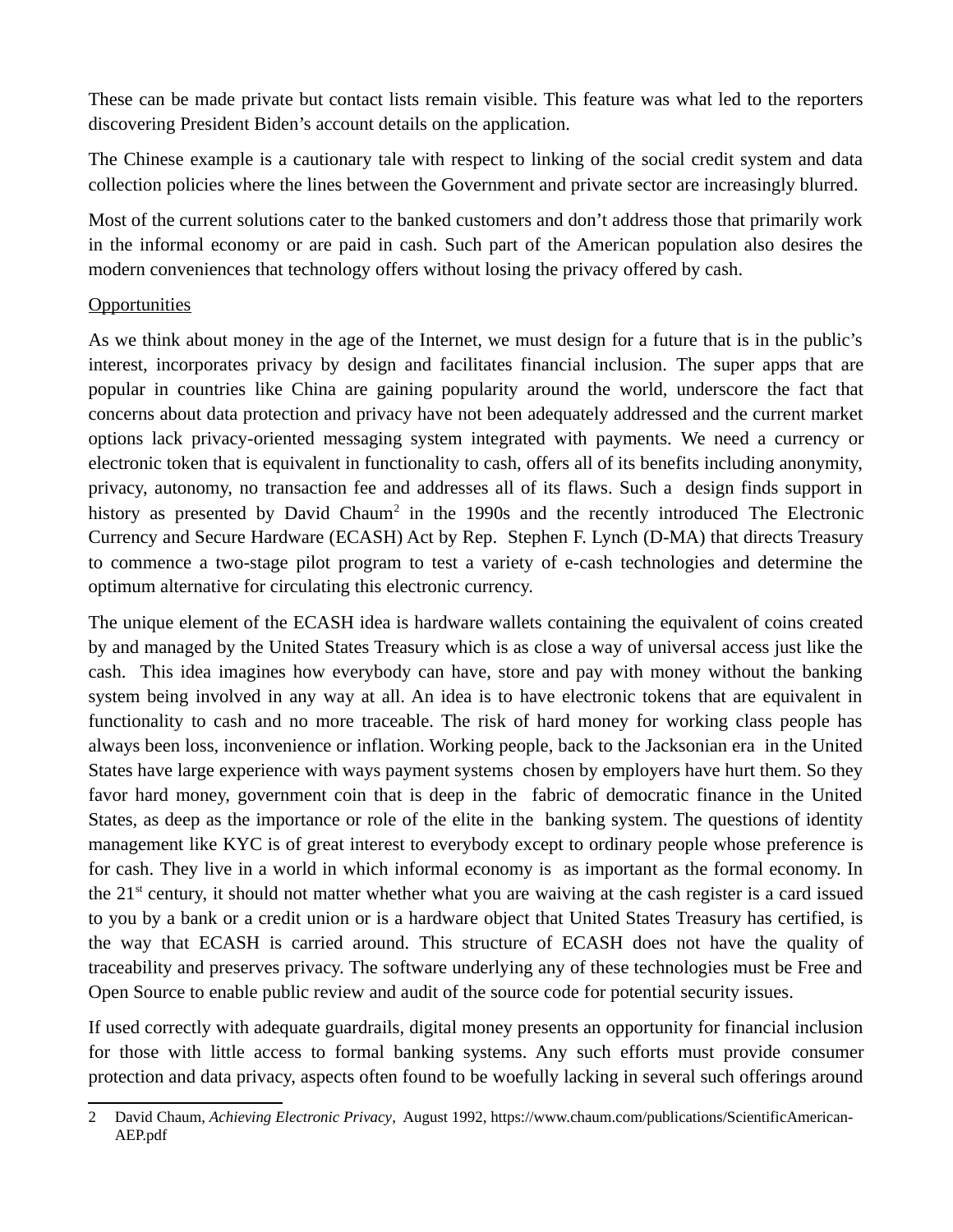These can be made private but contact lists remain visible. This feature was what led to the reporters discovering President Biden's account details on the application.

The Chinese example is a cautionary tale with respect to linking of the social credit system and data collection policies where the lines between the Government and private sector are increasingly blurred.

Most of the current solutions cater to the banked customers and don't address those that primarily work in the informal economy or are paid in cash. Such part of the American population also desires the modern conveniences that technology offers without losing the privacy offered by cash.

<u>Opportunities</u>

As we think about money in the age of the Internet, we must design for a future that is in the public's interest, incorporates privacy by design and facilitates financial inclusion. The super apps that are popular in countries like China are gaining popularity around the world, underscore the fact that concerns about data protection and privacy have not been adequately addressed and the current market options lack privacy-oriented messaging system integrated with payments. We need a currency or electronic token that is equivalent in functionality to cash, offers all of its benefits including anonymity, privacy, autonomy, no transaction fee and addresses all of its flaws. Such a design finds support in history as presented by David Chaum[2] in the 1990s and the recently introduced The Electronic Currency and Secure Hardware (ECASH) Act by Rep. Stephen F. Lynch (D-MA) that directs Treasury to commence a two-stage pilot program to test a variety of e-cash technologies and determine the optimum alternative for circulating this electronic currency.

The unique element of the ECASH idea is hardware wallets containing the equivalent of coins created by and managed by the United States Treasury which is as close a way of universal access just like the cash. This idea imagines how everybody can have, store and pay with money without the banking system being involved in any way at all. An idea is to have electronic tokens that are equivalent in functionality to cash and no more traceable. The risk of hard money for working class people has always been loss, inconvenience or inflation. Working people, back to the Jacksonian era in the United States have large experience with ways payment systems chosen by employers have hurt them. So they favor hard money, government coin that is deep in the fabric of democratic finance in the United States, as deep as the importance or role of the elite in the banking system. The questions of identity management like KYC is of great interest to everybody except to ordinary people whose preference is for cash. They live in a world in which informal economy is as important as the formal economy. In the 21st century, it should not matter whether what you are waiving at the cash register is a card issued to you by a bank or a credit union or is a hardware object that United States Treasury has certified, is the way that ECASH is carried around. This structure of ECASH does not have the quality of traceability and preserves privacy. The software underlying any of these technologies must be Free and Open Source to enable public review and audit of the source code for potential security issues.

If used correctly with adequate guardrails, digital money presents an opportunity for financial inclusion for those with little access to formal banking systems. Any such efforts must provide consumer protection and data privacy, aspects often found to be woefully lacking in several such offerings around

---

2 David Chaum, *Achieving Electronic Privacy*, August 1992, https://www.chaum.com/publications/ScientificAmerican-AEP.pdf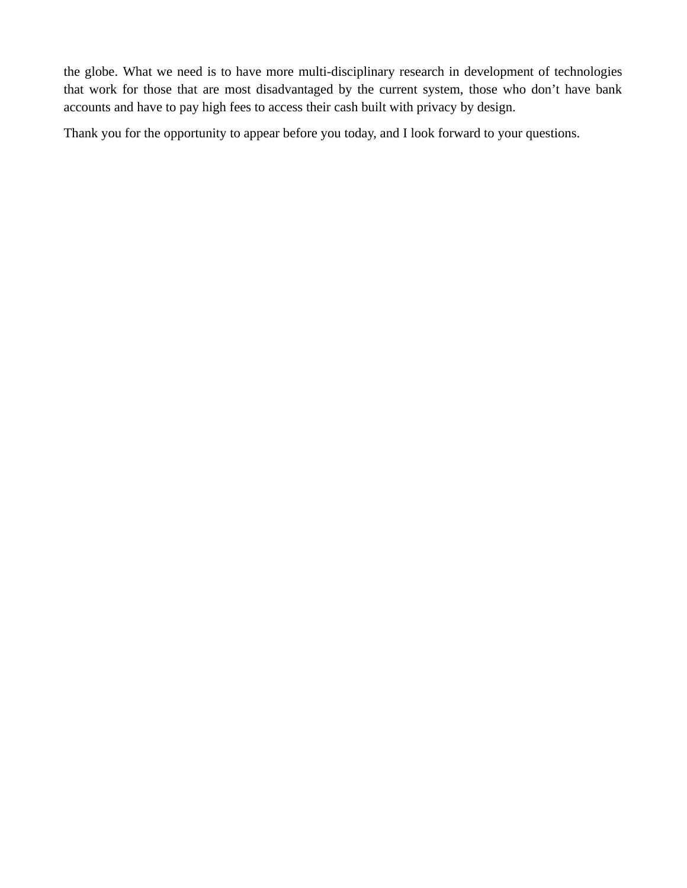the globe. What we need is to have more multi-disciplinary research in development of technologies that work for those that are most disadvantaged by the current system, those who don't have bank accounts and have to pay high fees to access their cash built with privacy by design.

Thank you for the opportunity to appear before you today, and I look forward to your questions.